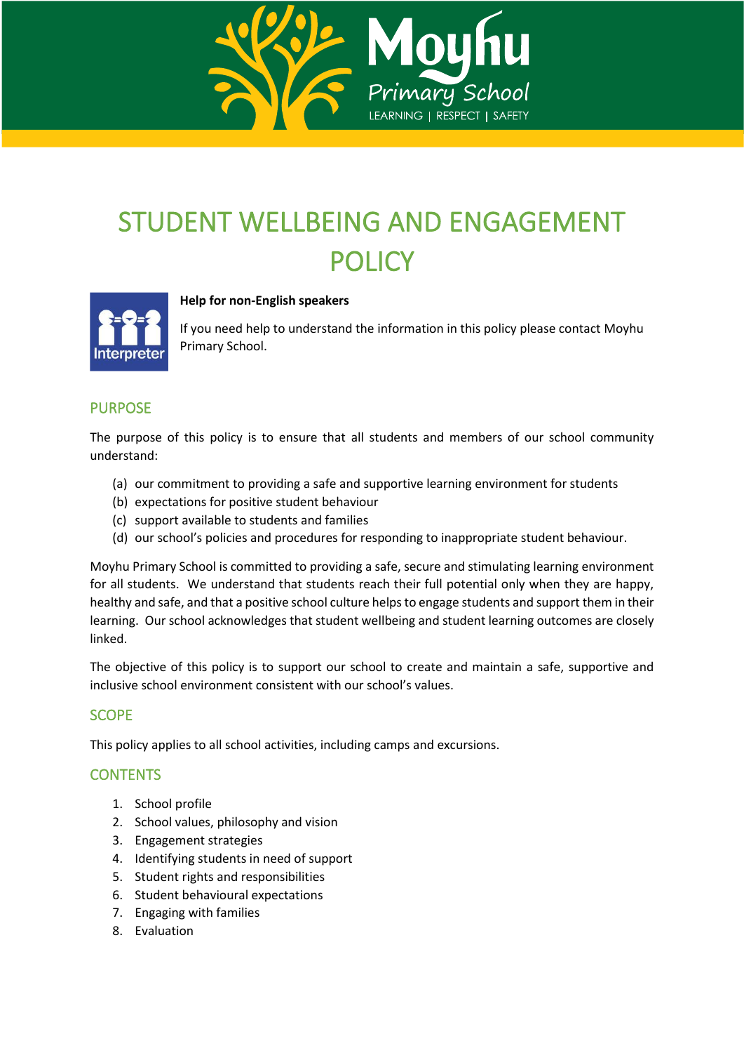Moyhu Primary School

LEARNING | RESPECT | SAFETY

# STUDENT WELLBEING AND ENGAGEMENT POLICY

Interpreter

**Help for non-English speakers**

If you need help to understand the information in this policy please contact Moyhu Primary School.

## PURPOSE

The purpose of this policy is to ensure that all students and members of our school community understand:

(a) our commitment to providing a safe and supportive learning environment for students
(b) expectations for positive student behaviour
(c) support available to students and families
(d) our school's policies and procedures for responding to inappropriate student behaviour.

Moyhu Primary School is committed to providing a safe, secure and stimulating learning environment for all students. We understand that students reach their full potential only when they are happy, healthy and safe, and that a positive school culture helps to engage students and support them in their learning. Our school acknowledges that student wellbeing and student learning outcomes are closely linked.

The objective of this policy is to support our school to create and maintain a safe, supportive and inclusive school environment consistent with our school's values.

## SCOPE

This policy applies to all school activities, including camps and excursions.

## CONTENTS

1. School profile
2. School values, philosophy and vision
3. Engagement strategies
4. Identifying students in need of support
5. Student rights and responsibilities
6. Student behavioural expectations
7. Engaging with families
8. Evaluation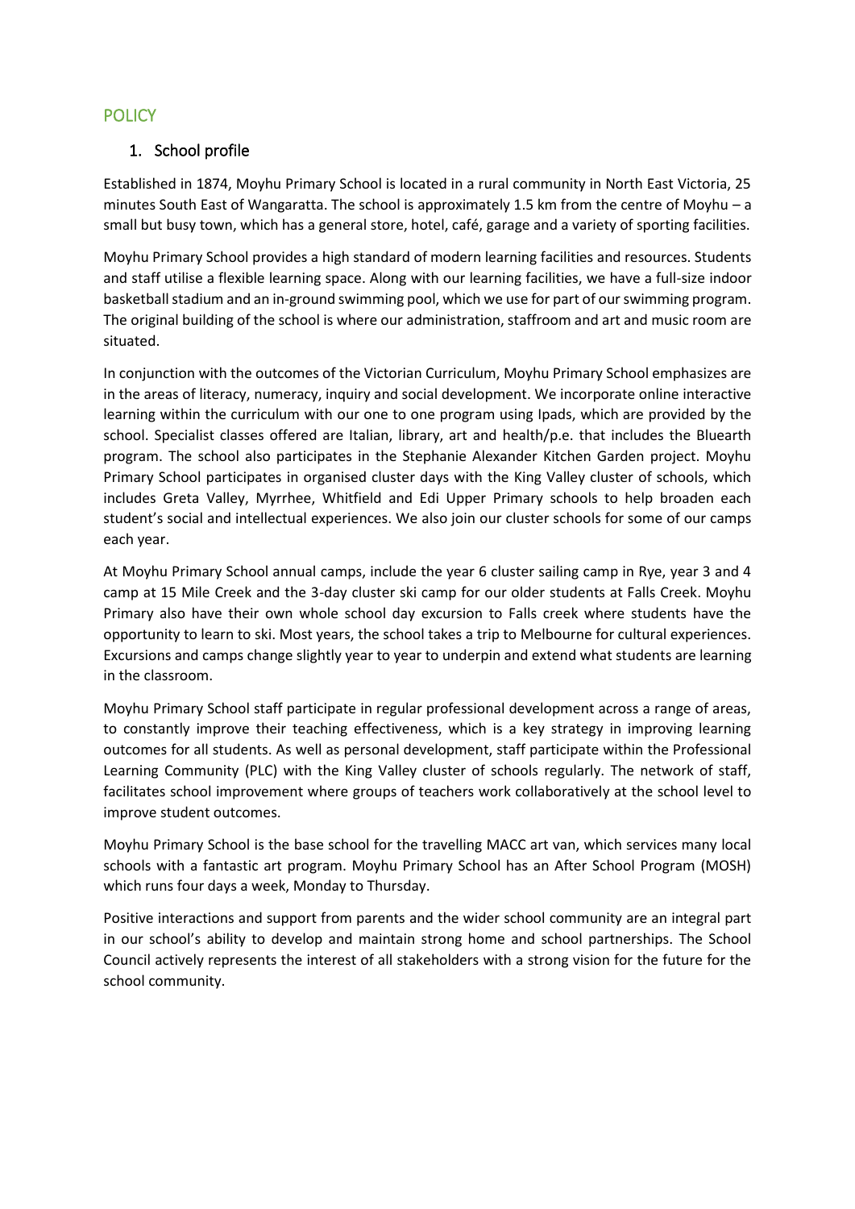## POLICY

### 1. School profile

Established in 1874, Moyhu Primary School is located in a rural community in North East Victoria, 25 minutes South East of Wangaratta. The school is approximately 1.5 km from the centre of Moyhu – a small but busy town, which has a general store, hotel, café, garage and a variety of sporting facilities.

Moyhu Primary School provides a high standard of modern learning facilities and resources. Students and staff utilise a flexible learning space. Along with our learning facilities, we have a full-size indoor basketball stadium and an in-ground swimming pool, which we use for part of our swimming program. The original building of the school is where our administration, staffroom and art and music room are situated.

In conjunction with the outcomes of the Victorian Curriculum, Moyhu Primary School emphasizes are in the areas of literacy, numeracy, inquiry and social development. We incorporate online interactive learning within the curriculum with our one to one program using Ipads, which are provided by the school. Specialist classes offered are Italian, library, art and health/p.e. that includes the Bluearth program. The school also participates in the Stephanie Alexander Kitchen Garden project. Moyhu Primary School participates in organised cluster days with the King Valley cluster of schools, which includes Greta Valley, Myrrhee, Whitfield and Edi Upper Primary schools to help broaden each student's social and intellectual experiences. We also join our cluster schools for some of our camps each year.

At Moyhu Primary School annual camps, include the year 6 cluster sailing camp in Rye, year 3 and 4 camp at 15 Mile Creek and the 3-day cluster ski camp for our older students at Falls Creek. Moyhu Primary also have their own whole school day excursion to Falls creek where students have the opportunity to learn to ski. Most years, the school takes a trip to Melbourne for cultural experiences. Excursions and camps change slightly year to year to underpin and extend what students are learning in the classroom.

Moyhu Primary School staff participate in regular professional development across a range of areas, to constantly improve their teaching effectiveness, which is a key strategy in improving learning outcomes for all students. As well as personal development, staff participate within the Professional Learning Community (PLC) with the King Valley cluster of schools regularly. The network of staff, facilitates school improvement where groups of teachers work collaboratively at the school level to improve student outcomes.

Moyhu Primary School is the base school for the travelling MACC art van, which services many local schools with a fantastic art program. Moyhu Primary School has an After School Program (MOSH) which runs four days a week, Monday to Thursday.

Positive interactions and support from parents and the wider school community are an integral part in our school's ability to develop and maintain strong home and school partnerships. The School Council actively represents the interest of all stakeholders with a strong vision for the future for the school community.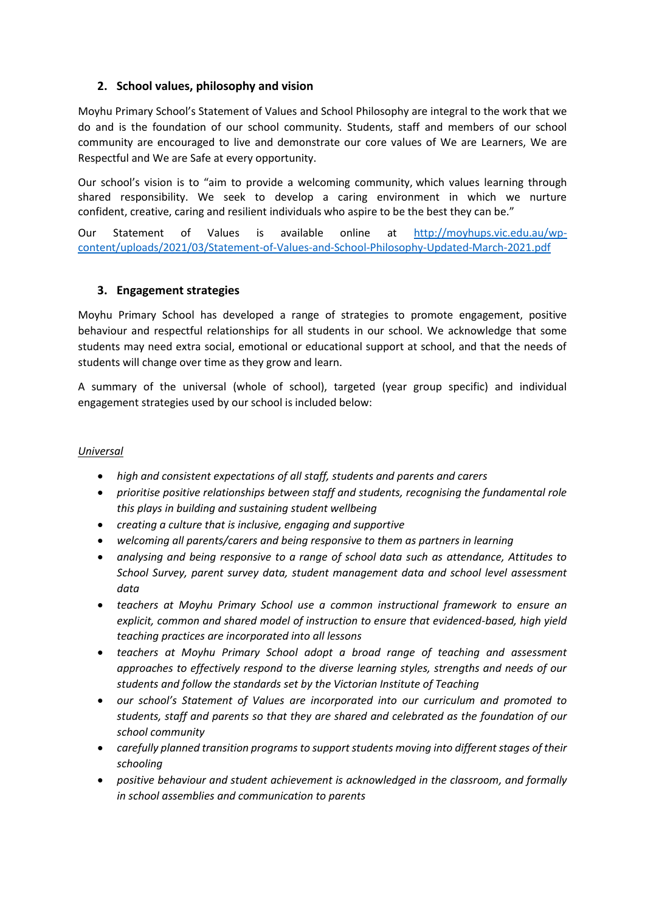## 2. School values, philosophy and vision

Moyhu Primary School's Statement of Values and School Philosophy are integral to the work that we do and is the foundation of our school community. Students, staff and members of our school community are encouraged to live and demonstrate our core values of We are Learners, We are Respectful and We are Safe at every opportunity.

Our school's vision is to "aim to provide a welcoming community, which values learning through shared responsibility. We seek to develop a caring environment in which we nurture confident, creative, caring and resilient individuals who aspire to be the best they can be."

Our Statement of Values is available online at [http://moyhups.vic.edu.au/wp-content/uploads/2021/03/Statement-of-Values-and-School-Philosophy-Updated-March-2021.pdf](http://moyhups.vic.edu.au/wp-content/uploads/2021/03/Statement-of-Values-and-School-Philosophy-Updated-March-2021.pdf)

## 3. Engagement strategies

Moyhu Primary School has developed a range of strategies to promote engagement, positive behaviour and respectful relationships for all students in our school. We acknowledge that some students may need extra social, emotional or educational support at school, and that the needs of students will change over time as they grow and learn.

A summary of the universal (whole of school), targeted (year group specific) and individual engagement strategies used by our school is included below:

<u>*Universal*</u>

- *high and consistent expectations of all staff, students and parents and carers*
- *prioritise positive relationships between staff and students, recognising the fundamental role this plays in building and sustaining student wellbeing*
- *creating a culture that is inclusive, engaging and supportive*
- *welcoming all parents/carers and being responsive to them as partners in learning*
- *analysing and being responsive to a range of school data such as attendance, Attitudes to School Survey, parent survey data, student management data and school level assessment data*
- *teachers at Moyhu Primary School use a common instructional framework to ensure an explicit, common and shared model of instruction to ensure that evidenced-based, high yield teaching practices are incorporated into all lessons*
- *teachers at Moyhu Primary School adopt a broad range of teaching and assessment approaches to effectively respond to the diverse learning styles, strengths and needs of our students and follow the standards set by the Victorian Institute of Teaching*
- *our school's Statement of Values are incorporated into our curriculum and promoted to students, staff and parents so that they are shared and celebrated as the foundation of our school community*
- *carefully planned transition programs to support students moving into different stages of their schooling*
- *positive behaviour and student achievement is acknowledged in the classroom, and formally in school assemblies and communication to parents*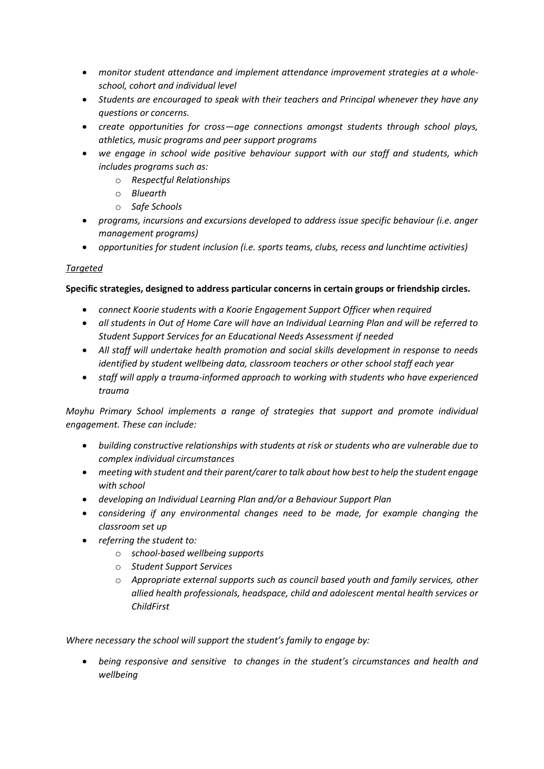- *monitor student attendance and implement attendance improvement strategies at a whole-school, cohort and individual level*
- *Students are encouraged to speak with their teachers and Principal whenever they have any questions or concerns.*
- *create opportunities for cross—age connections amongst students through school plays, athletics, music programs and peer support programs*
- *we engage in school wide positive behaviour support with our staff and students, which includes programs such as:*
  - *Respectful Relationships*
  - *Bluearth*
  - *Safe Schools*
- *programs, incursions and excursions developed to address issue specific behaviour (i.e. anger management programs)*
- *opportunities for student inclusion (i.e. sports teams, clubs, recess and lunchtime activities)*

*Targeted*

**Specific strategies, designed to address particular concerns in certain groups or friendship circles.**

- *connect Koorie students with a Koorie Engagement Support Officer when required*
- *all students in Out of Home Care will have an Individual Learning Plan and will be referred to Student Support Services for an Educational Needs Assessment if needed*
- *All staff will undertake health promotion and social skills development in response to needs identified by student wellbeing data, classroom teachers or other school staff each year*
- *staff will apply a trauma-informed approach to working with students who have experienced trauma*

*Moyhu Primary School implements a range of strategies that support and promote individual engagement. These can include:*

- *building constructive relationships with students at risk or students who are vulnerable due to complex individual circumstances*
- *meeting with student and their parent/carer to talk about how best to help the student engage with school*
- *developing an Individual Learning Plan and/or a Behaviour Support Plan*
- *considering if any environmental changes need to be made, for example changing the classroom set up*
- *referring the student to:*
  - *school-based wellbeing supports*
  - *Student Support Services*
  - *Appropriate external supports such as council based youth and family services, other allied health professionals, headspace, child and adolescent mental health services or ChildFirst*

*Where necessary the school will support the student's family to engage by:*

- *being responsive and sensitive to changes in the student's circumstances and health and wellbeing*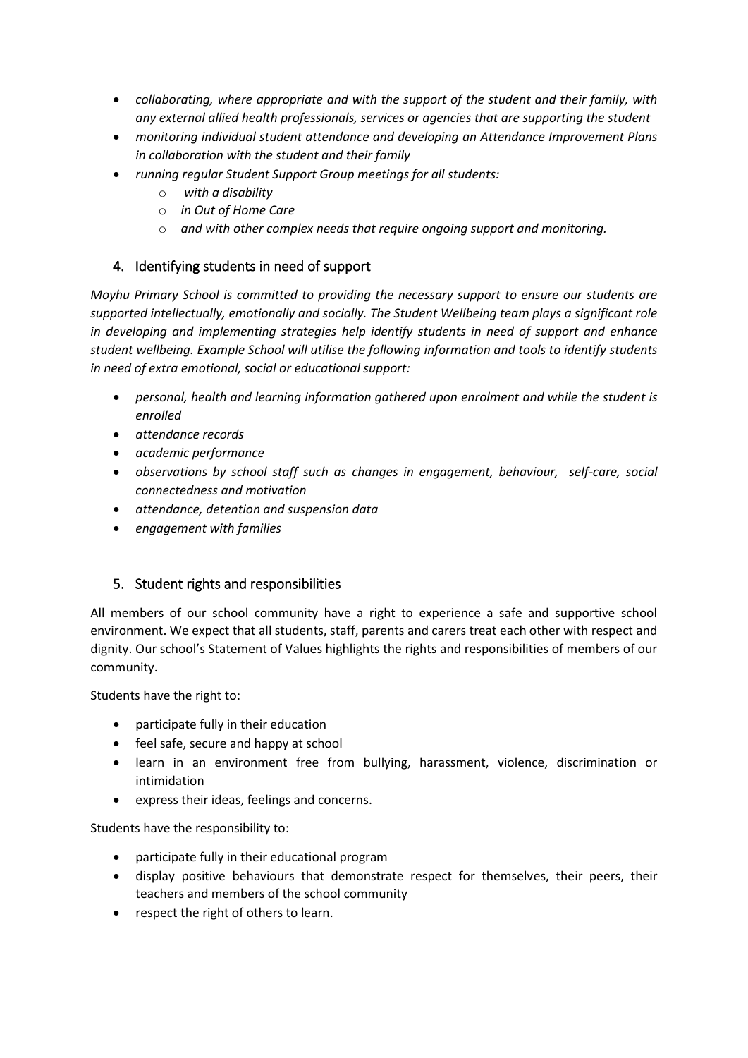- *collaborating, where appropriate and with the support of the student and their family, with any external allied health professionals, services or agencies that are supporting the student*
- *monitoring individual student attendance and developing an Attendance Improvement Plans in collaboration with the student and their family*
- *running regular Student Support Group meetings for all students:*
  - *with a disability*
  - *in Out of Home Care*
  - *and with other complex needs that require ongoing support and monitoring.*

## 4. Identifying students in need of support

*Moyhu Primary School is committed to providing the necessary support to ensure our students are supported intellectually, emotionally and socially. The Student Wellbeing team plays a significant role in developing and implementing strategies help identify students in need of support and enhance student wellbeing. Example School will utilise the following information and tools to identify students in need of extra emotional, social or educational support:*

- *personal, health and learning information gathered upon enrolment and while the student is enrolled*
- *attendance records*
- *academic performance*
- *observations by school staff such as changes in engagement, behaviour, self-care, social connectedness and motivation*
- *attendance, detention and suspension data*
- *engagement with families*

## 5. Student rights and responsibilities

All members of our school community have a right to experience a safe and supportive school environment. We expect that all students, staff, parents and carers treat each other with respect and dignity. Our school's Statement of Values highlights the rights and responsibilities of members of our community.

Students have the right to:

- participate fully in their education
- feel safe, secure and happy at school
- learn in an environment free from bullying, harassment, violence, discrimination or intimidation
- express their ideas, feelings and concerns.

Students have the responsibility to:

- participate fully in their educational program
- display positive behaviours that demonstrate respect for themselves, their peers, their teachers and members of the school community
- respect the right of others to learn.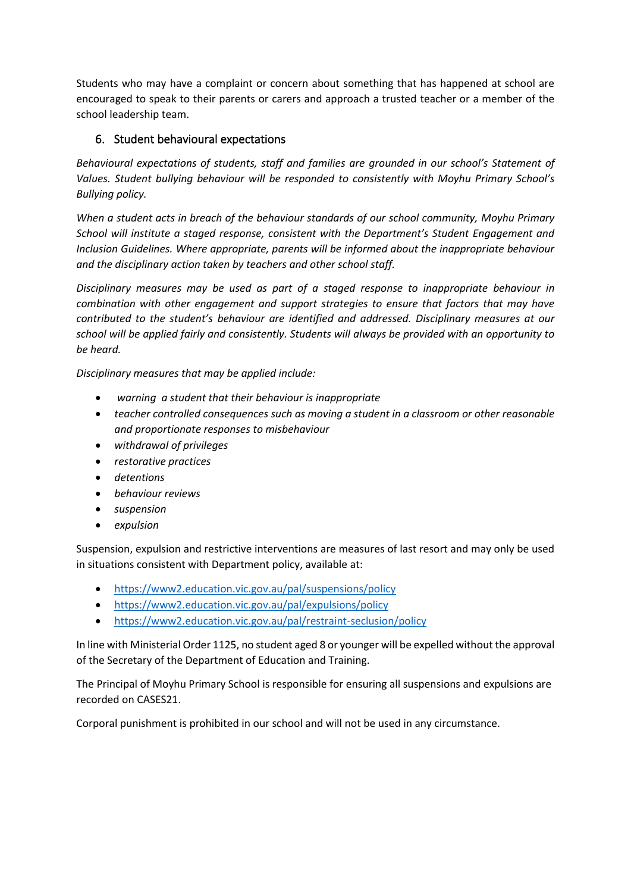Students who may have a complaint or concern about something that has happened at school are encouraged to speak to their parents or carers and approach a trusted teacher or a member of the school leadership team.

## 6. Student behavioural expectations

*Behavioural expectations of students, staff and families are grounded in our school's Statement of Values. Student bullying behaviour will be responded to consistently with Moyhu Primary School's Bullying policy.*

*When a student acts in breach of the behaviour standards of our school community, Moyhu Primary School will institute a staged response, consistent with the Department's Student Engagement and Inclusion Guidelines. Where appropriate, parents will be informed about the inappropriate behaviour and the disciplinary action taken by teachers and other school staff.*

*Disciplinary measures may be used as part of a staged response to inappropriate behaviour in combination with other engagement and support strategies to ensure that factors that may have contributed to the student's behaviour are identified and addressed. Disciplinary measures at our school will be applied fairly and consistently. Students will always be provided with an opportunity to be heard.*

*Disciplinary measures that may be applied include:*

- *warning a student that their behaviour is inappropriate*
- *teacher controlled consequences such as moving a student in a classroom or other reasonable and proportionate responses to misbehaviour*
- *withdrawal of privileges*
- *restorative practices*
- *detentions*
- *behaviour reviews*
- *suspension*
- *expulsion*

Suspension, expulsion and restrictive interventions are measures of last resort and may only be used in situations consistent with Department policy, available at:

- https://www2.education.vic.gov.au/pal/suspensions/policy
- https://www2.education.vic.gov.au/pal/expulsions/policy
- https://www2.education.vic.gov.au/pal/restraint-seclusion/policy

In line with Ministerial Order 1125, no student aged 8 or younger will be expelled without the approval of the Secretary of the Department of Education and Training.

The Principal of Moyhu Primary School is responsible for ensuring all suspensions and expulsions are recorded on CASES21.

Corporal punishment is prohibited in our school and will not be used in any circumstance.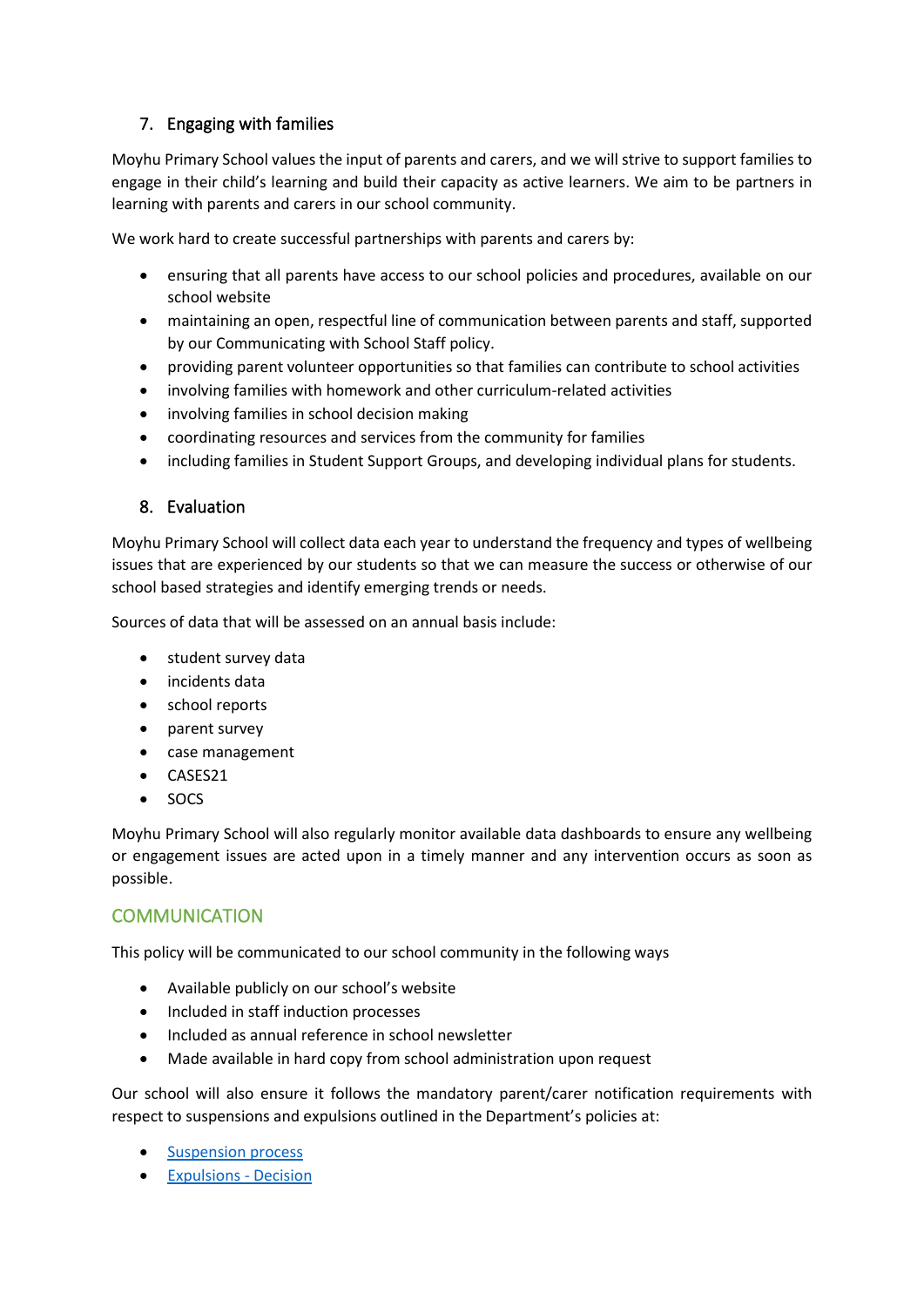### 7. Engaging with families

Moyhu Primary School values the input of parents and carers, and we will strive to support families to engage in their child's learning and build their capacity as active learners. We aim to be partners in learning with parents and carers in our school community.

We work hard to create successful partnerships with parents and carers by:

- ensuring that all parents have access to our school policies and procedures, available on our school website
- maintaining an open, respectful line of communication between parents and staff, supported by our Communicating with School Staff policy.
- providing parent volunteer opportunities so that families can contribute to school activities
- involving families with homework and other curriculum-related activities
- involving families in school decision making
- coordinating resources and services from the community for families
- including families in Student Support Groups, and developing individual plans for students.

### 8. Evaluation

Moyhu Primary School will collect data each year to understand the frequency and types of wellbeing issues that are experienced by our students so that we can measure the success or otherwise of our school based strategies and identify emerging trends or needs.

Sources of data that will be assessed on an annual basis include:

- student survey data
- incidents data
- school reports
- parent survey
- case management
- CASES21
- SOCS

Moyhu Primary School will also regularly monitor available data dashboards to ensure any wellbeing or engagement issues are acted upon in a timely manner and any intervention occurs as soon as possible.

## COMMUNICATION

This policy will be communicated to our school community in the following ways

- Available publicly on our school's website
- Included in staff induction processes
- Included as annual reference in school newsletter
- Made available in hard copy from school administration upon request

Our school will also ensure it follows the mandatory parent/carer notification requirements with respect to suspensions and expulsions outlined in the Department's policies at:

- Suspension process
- Expulsions - Decision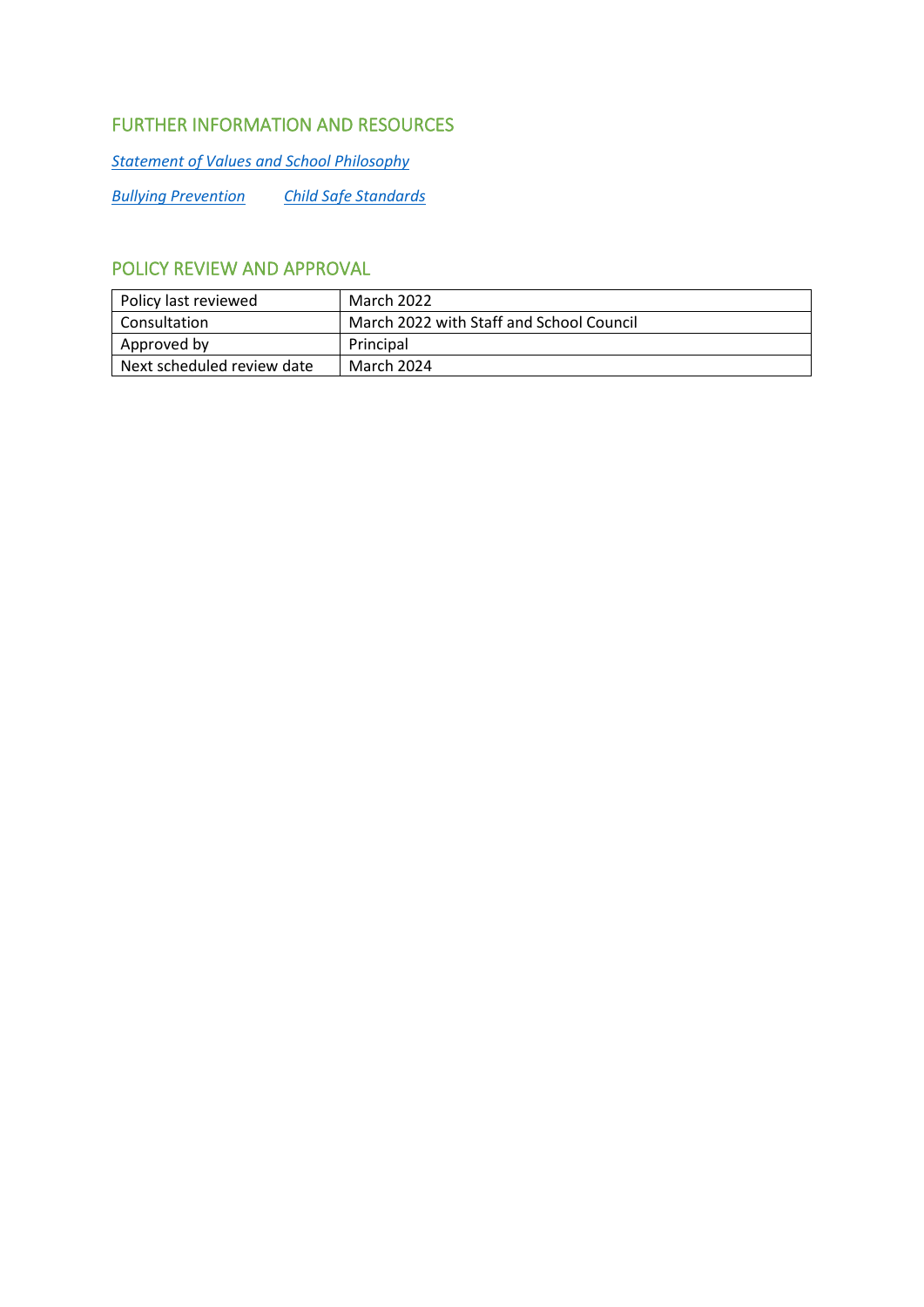## FURTHER INFORMATION AND RESOURCES

*Statement of Values and School Philosophy*

*Bullying Prevention* *Child Safe Standards*

## POLICY REVIEW AND APPROVAL

| | |
|---|---|
| Policy last reviewed | March 2022 |
| Consultation | March 2022 with Staff and School Council |
| Approved by | Principal |
| Next scheduled review date | March 2024 |